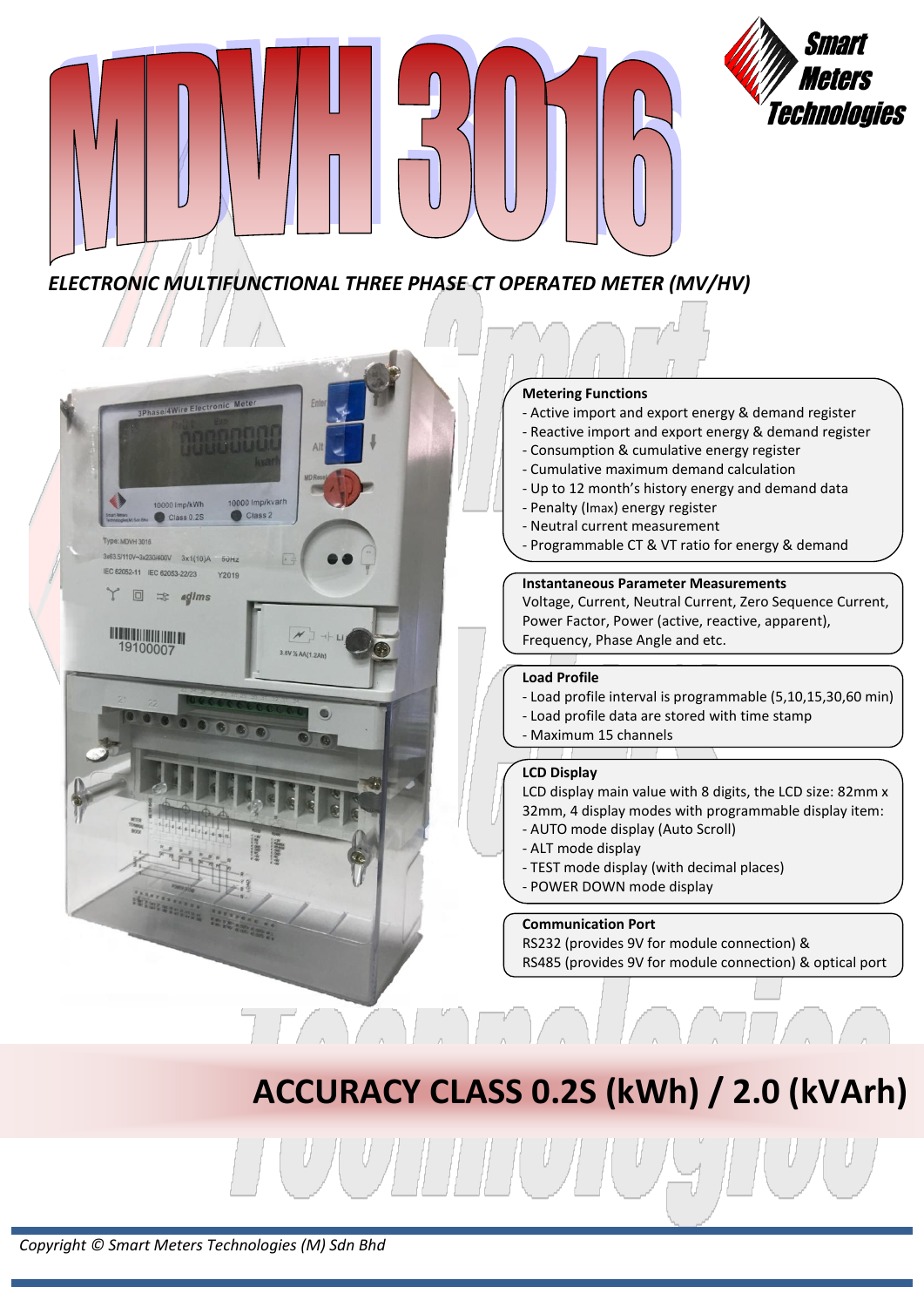# MDVH 3016

Smart Meters Technologies

*ELECTRONIC MULTIFUNCTIONAL THREE PHASE CT OPERATED METER (MV/HV)*

**Metering Functions**
- Active import and export energy & demand register
- Reactive import and export energy & demand register
- Consumption & cumulative energy register
- Cumulative maximum demand calculation
- Up to 12 month's history energy and demand data
- Penalty (Imax) energy register
- Neutral current measurement
- Programmable CT & VT ratio for energy & demand

**Instantaneous Parameter Measurements**
Voltage, Current, Neutral Current, Zero Sequence Current, Power Factor, Power (active, reactive, apparent), Frequency, Phase Angle and etc.

**Load Profile**
- Load profile interval is programmable (5,10,15,30,60 min)
- Load profile data are stored with time stamp
- Maximum 15 channels

**LCD Display**
LCD display main value with 8 digits, the LCD size: 82mm x 32mm, 4 display modes with programmable display item:
- AUTO mode display (Auto Scroll)
- ALT mode display
- TEST mode display (with decimal places)
- POWER DOWN mode display

**Communication Port**
RS232 (provides 9V for module connection) &
RS485 (provides 9V for module connection) & optical port

## ACCURACY CLASS 0.2S (kWh) / 2.0 (kVArh)

*Copyright © Smart Meters Technologies (M) Sdn Bhd*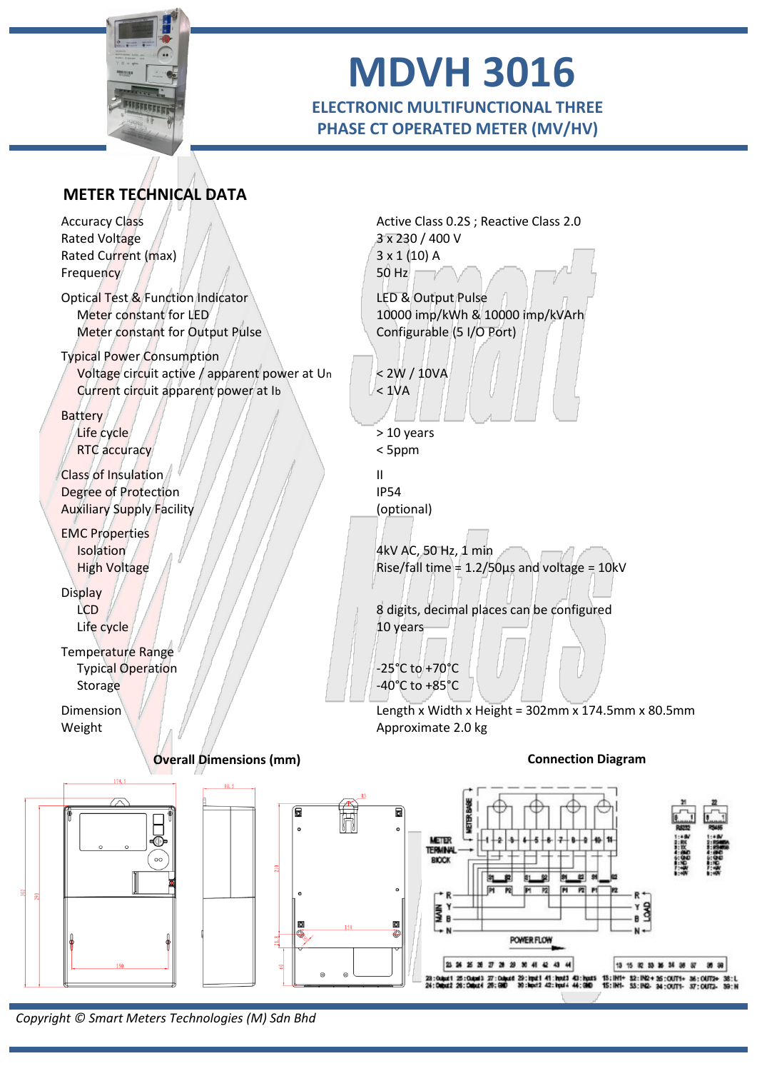# MDVH 3016

## ELECTRONIC MULTIFUNCTIONAL THREE PHASE CT OPERATED METER (MV/HV)

## METER TECHNICAL DATA

| | |
|---|---|
| Accuracy Class | Active Class 0.2S ; Reactive Class 2.0 |
| Rated Voltage | 3 x 230 / 400 V |
| Rated Current (max) | 3 x 1 (10) A |
| Frequency | 50 Hz |
| Optical Test & Function Indicator | LED & Output Pulse |
| Meter constant for LED | 10000 imp/kWh & 10000 imp/kVArh |
| Meter constant for Output Pulse | Configurable (5 I/O Port) |
| Typical Power Consumption | |
| Voltage circuit active / apparent power at $U_n$ | < 2W / 10VA |
| Current circuit apparent power at $I_b$ | < 1VA |
| Battery | |
| Life cycle | > 10 years |
| RTC accuracy | < 5ppm |
| Class of Insulation | II |
| Degree of Protection | IP54 |
| Auxiliary Supply Facility | (optional) |
| EMC Properties | |
| Isolation | 4kV AC, 50 Hz, 1 min |
| High Voltage | Rise/fall time = 1.2/50µs and voltage = 10kV |
| Display | |
| LCD | 8 digits, decimal places can be configured |
| Life cycle | 10 years |
| Temperature Range | |
| Typical Operation | -25°C to +70°C |
| Storage | -40°C to +85°C |
| Dimension | Length x Width x Height = 302mm x 174.5mm x 80.5mm |
| Weight | Approximate 2.0 kg |

**Overall Dimensions (mm)**

**Connection Diagram**

*Copyright © Smart Meters Technologies (M) Sdn Bhd*